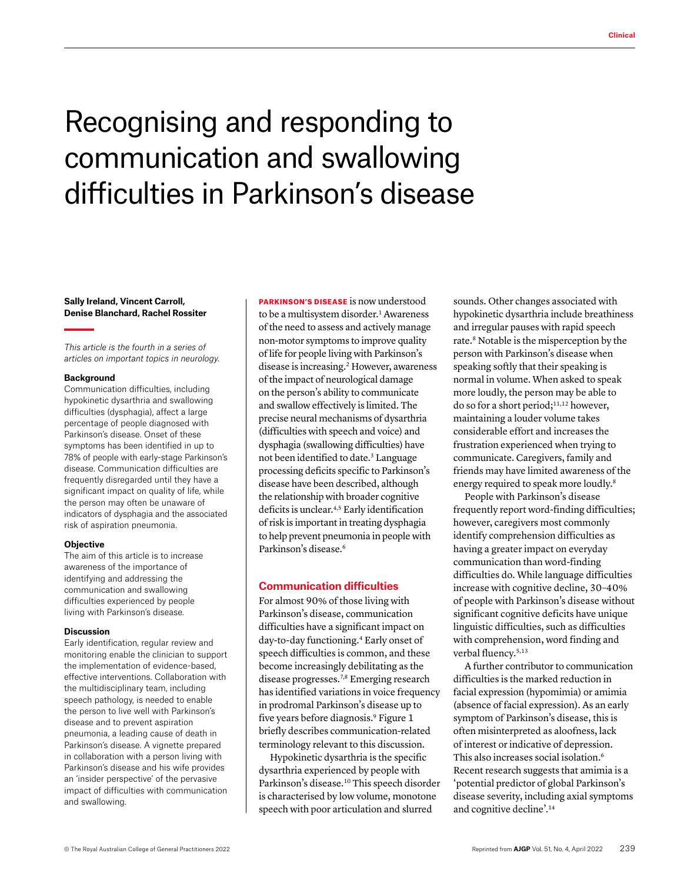# Recognising and responding to communication and swallowing difficulties in Parkinson's disease

**Sally Ireland, Vincent Carroll, Denise Blanchard, Rachel Rossiter**

*This article is the fourth in a series of articles on important topics in neurology.*

### Background

Communication difficulties, including hypokinetic dysarthria and swallowing difficulties (dysphagia), affect a large percentage of people diagnosed with Parkinson's disease. Onset of these symptoms has been identified in up to 78% of people with early-stage Parkinson's disease. Communication difficulties are frequently disregarded until they have a significant impact on quality of life, while the person may often be unaware of indicators of dysphagia and the associated risk of aspiration pneumonia.

### Objective

The aim of this article is to increase awareness of the importance of identifying and addressing the communication and swallowing difficulties experienced by people living with Parkinson's disease.

### Discussion

Early identification, regular review and monitoring enable the clinician to support the implementation of evidence-based, effective interventions. Collaboration with the multidisciplinary team, including speech pathology, is needed to enable the person to live well with Parkinson's disease and to prevent aspiration pneumonia, a leading cause of death in Parkinson's disease. A vignette prepared in collaboration with a person living with Parkinson's disease and his wife provides an 'insider perspective' of the pervasive impact of difficulties with communication and swallowing.

**PARKINSON'S DISEASE** is now understood to be a multisystem disorder.[1] Awareness of the need to assess and actively manage non-motor symptoms to improve quality of life for people living with Parkinson's disease is increasing.[2] However, awareness of the impact of neurological damage on the person's ability to communicate and swallow effectively is limited. The precise neural mechanisms of dysarthria (difficulties with speech and voice) and dysphagia (swallowing difficulties) have not been identified to date.[3] Language processing deficits specific to Parkinson's disease have been described, although the relationship with broader cognitive deficits is unclear.[4,5] Early identification of risk is important in treating dysphagia to help prevent pneumonia in people with Parkinson's disease.[6]

## Communication difficulties

For almost 90% of those living with Parkinson's disease, communication difficulties have a significant impact on day-to-day functioning.[4] Early onset of speech difficulties is common, and these become increasingly debilitating as the disease progresses.[7,8] Emerging research has identified variations in voice frequency in prodromal Parkinson's disease up to five years before diagnosis.[9] Figure 1 briefly describes communication-related terminology relevant to this discussion.

Hypokinetic dysarthria is the specific dysarthria experienced by people with Parkinson's disease.[10] This speech disorder is characterised by low volume, monotone speech with poor articulation and slurred sounds. Other changes associated with hypokinetic dysarthria include breathiness and irregular pauses with rapid speech rate.[8] Notable is the misperception by the person with Parkinson's disease when speaking softly that their speaking is normal in volume. When asked to speak more loudly, the person may be able to do so for a short period;[11,12] however, maintaining a louder volume takes considerable effort and increases the frustration experienced when trying to communicate. Caregivers, family and friends may have limited awareness of the energy required to speak more loudly.[8]

People with Parkinson's disease frequently report word-finding difficulties; however, caregivers most commonly identify comprehension difficulties as having a greater impact on everyday communication than word-finding difficulties do. While language difficulties increase with cognitive decline, 30–40% of people with Parkinson's disease without significant cognitive deficits have unique linguistic difficulties, such as difficulties with comprehension, word finding and verbal fluency.[5,13]

A further contributor to communication difficulties is the marked reduction in facial expression (hypomimia) or amimia (absence of facial expression). As an early symptom of Parkinson's disease, this is often misinterpreted as aloofness, lack of interest or indicative of depression. This also increases social isolation.[6] Recent research suggests that amimia is a 'potential predictor of global Parkinson's disease severity, including axial symptoms and cognitive decline'.[14]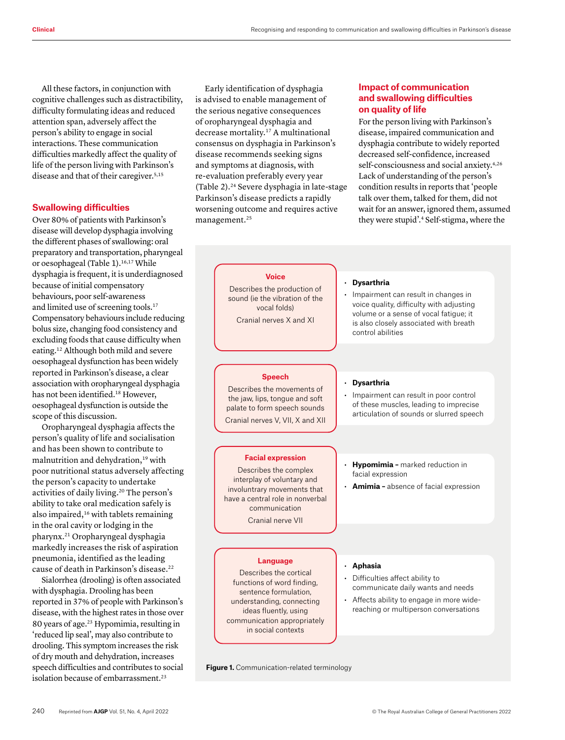All these factors, in conjunction with cognitive challenges such as distractibility, difficulty formulating ideas and reduced attention span, adversely affect the person's ability to engage in social interactions. These communication difficulties markedly affect the quality of life of the person living with Parkinson's disease and that of their caregiver.[5,15]

## Swallowing difficulties

Over 80% of patients with Parkinson's disease will develop dysphagia involving the different phases of swallowing: oral preparatory and transportation, pharyngeal or oesophageal (Table 1).[16,17] While dysphagia is frequent, it is underdiagnosed because of initial compensatory behaviours, poor self-awareness and limited use of screening tools.[17] Compensatory behaviours include reducing bolus size, changing food consistency and excluding foods that cause difficulty when eating.[12] Although both mild and severe oesophageal dysfunction has been widely reported in Parkinson's disease, a clear association with oropharyngeal dysphagia has not been identified.[18] However, oesophageal dysfunction is outside the scope of this discussion.

Oropharyngeal dysphagia affects the person's quality of life and socialisation and has been shown to contribute to malnutrition and dehydration,[19] with poor nutritional status adversely affecting the person's capacity to undertake activities of daily living.[20] The person's ability to take oral medication safely is also impaired,[16] with tablets remaining in the oral cavity or lodging in the pharynx.[21] Oropharyngeal dysphagia markedly increases the risk of aspiration pneumonia, identified as the leading cause of death in Parkinson's disease.[22]

Sialorrhea (drooling) is often associated with dysphagia. Drooling has been reported in 37% of people with Parkinson's disease, with the highest rates in those over 80 years of age.[23] Hypomimia, resulting in 'reduced lip seal', may also contribute to drooling. This symptom increases the risk of dry mouth and dehydration, increases speech difficulties and contributes to social isolation because of embarrassment.[23]

Early identification of dysphagia is advised to enable management of the serious negative consequences of oropharyngeal dysphagia and decrease mortality.[17] A multinational consensus on dysphagia in Parkinson's disease recommends seeking signs and symptoms at diagnosis, with re-evaluation preferably every year (Table 2).[24] Severe dysphagia in late-stage Parkinson's disease predicts a rapidly worsening outcome and requires active management.[25]

## Impact of communication and swallowing difficulties on quality of life

For the person living with Parkinson's disease, impaired communication and dysphagia contribute to widely reported decreased self-confidence, increased self-consciousness and social anxiety.[4,26] Lack of understanding of the person's condition results in reports that 'people talk over them, talked for them, did not wait for an answer, ignored them, assumed they were stupid'.[4] Self-stigma, where the

| Term | Related conditions |
|---|---|
| **Voice**<br>Describes the production of sound (ie the vibration of the vocal folds)<br>Cranial nerves X and XI | • **Dysarthria**<br>• Impairment can result in changes in voice quality, difficulty with adjusting volume or a sense of vocal fatigue; it is also closely associated with breath control abilities |
| **Speech**<br>Describes the movements of the jaw, lips, tongue and soft palate to form speech sounds<br>Cranial nerves V, VII, X and XII | • **Dysarthria**<br>• Impairment can result in poor control of these muscles, leading to imprecise articulation of sounds or slurred speech |
| **Facial expression**<br>Describes the complex interplay of voluntary and involuntary movements that have a central role in nonverbal communication<br>Cranial nerve VII | • **Hypomimia –** marked reduction in facial expression<br>• **Amimia –** absence of facial expression |
| **Language**<br>Describes the cortical functions of word finding, sentence formulation, understanding, connecting ideas fluently, using communication appropriately in social contexts | • **Aphasia**<br>• Difficulties affect ability to communicate daily wants and needs<br>• Affects ability to engage in more wide-reaching or multiperson conversations |

**Figure 1.** Communication-related terminology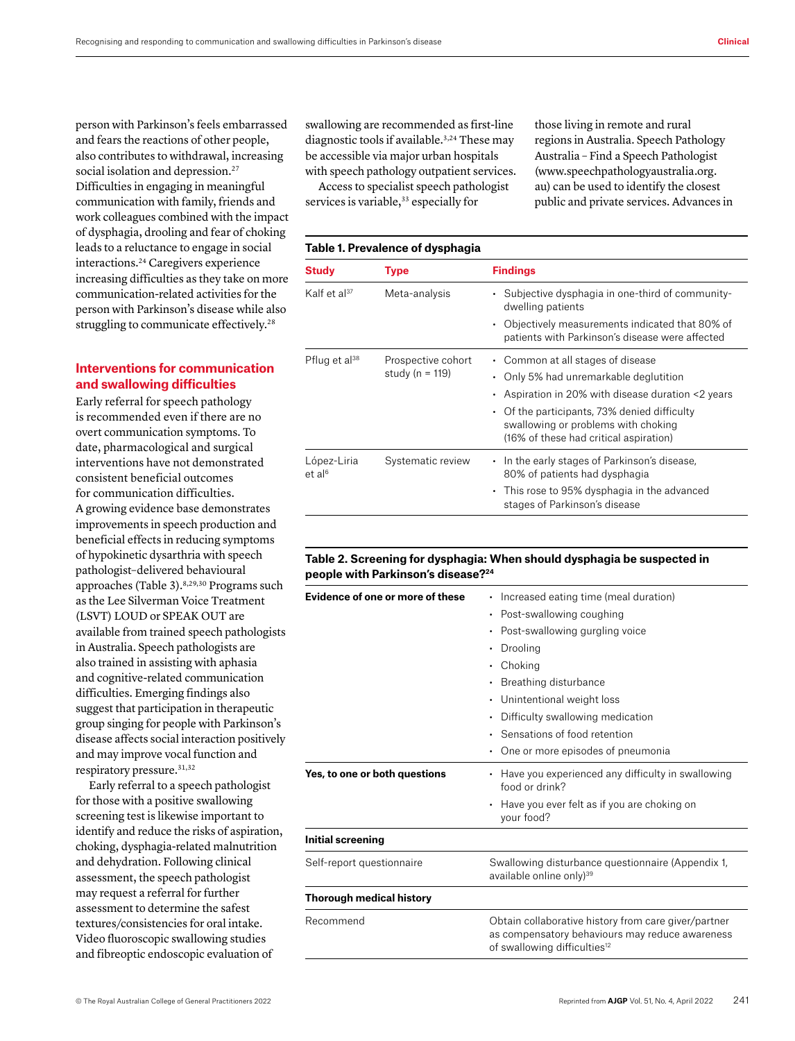person with Parkinson's feels embarrassed and fears the reactions of other people, also contributes to withdrawal, increasing social isolation and depression.[27] Difficulties in engaging in meaningful communication with family, friends and work colleagues combined with the impact of dysphagia, drooling and fear of choking leads to a reluctance to engage in social interactions.[24] Caregivers experience increasing difficulties as they take on more communication-related activities for the person with Parkinson's disease while also struggling to communicate effectively.[28]

## Interventions for communication and swallowing difficulties

Early referral for speech pathology is recommended even if there are no overt communication symptoms. To date, pharmacological and surgical interventions have not demonstrated consistent beneficial outcomes for communication difficulties. A growing evidence base demonstrates improvements in speech production and beneficial effects in reducing symptoms of hypokinetic dysarthria with speech pathologist–delivered behavioural approaches (Table 3).[8,29,30] Programs such as the Lee Silverman Voice Treatment (LSVT) LOUD or SPEAK OUT are available from trained speech pathologists in Australia. Speech pathologists are also trained in assisting with aphasia and cognitive-related communication difficulties. Emerging findings also suggest that participation in therapeutic group singing for people with Parkinson's disease affects social interaction positively and may improve vocal function and respiratory pressure.[31,32]

Early referral to a speech pathologist for those with a positive swallowing screening test is likewise important to identify and reduce the risks of aspiration, choking, dysphagia-related malnutrition and dehydration. Following clinical assessment, the speech pathologist may request a referral for further assessment to determine the safest textures/consistencies for oral intake. Video fluoroscopic swallowing studies and fibreoptic endoscopic evaluation of swallowing are recommended as first-line diagnostic tools if available.[3,24] These may be accessible via major urban hospitals with speech pathology outpatient services.

Access to specialist speech pathologist services is variable,[33] especially for those living in remote and rural regions in Australia. Speech Pathology Australia – Find a Speech Pathologist (www.speechpathologyaustralia.org.au) can be used to identify the closest public and private services. Advances in

**Table 1. Prevalence of dysphagia**

| Study | Type | Findings |
|---|---|---|
| Kalf et al[37] | Meta-analysis | • Subjective dysphagia in one-third of community-dwelling patients<br>• Objectively measurements indicated that 80% of patients with Parkinson's disease were affected |
| Pflug et al[38] | Prospective cohort study (n = 119) | • Common at all stages of disease<br>• Only 5% had unremarkable deglutition<br>• Aspiration in 20% with disease duration <2 years<br>• Of the participants, 73% denied difficulty swallowing or problems with choking (16% of these had critical aspiration) |
| López-Liria et al[6] | Systematic review | • In the early stages of Parkinson's disease, 80% of patients had dysphagia<br>• This rose to 95% dysphagia in the advanced stages of Parkinson's disease |

**Table 2. Screening for dysphagia: When should dysphagia be suspected in people with Parkinson's disease?[24]**

| | |
|---|---|
| **Evidence of one or more of these** | • Increased eating time (meal duration)<br>• Post-swallowing coughing<br>• Post-swallowing gurgling voice<br>• Drooling<br>• Choking<br>• Breathing disturbance<br>• Unintentional weight loss<br>• Difficulty swallowing medication<br>• Sensations of food retention<br>• One or more episodes of pneumonia |
| **Yes, to one or both questions** | • Have you experienced any difficulty in swallowing food or drink?<br>• Have you ever felt as if you are choking on your food? |
| **Initial screening** | |
| Self-report questionnaire | Swallowing disturbance questionnaire (Appendix 1, available online only)[39] |
| **Thorough medical history** | |
| Recommend | Obtain collaborative history from care giver/partner as compensatory behaviours may reduce awareness of swallowing difficulties[12] |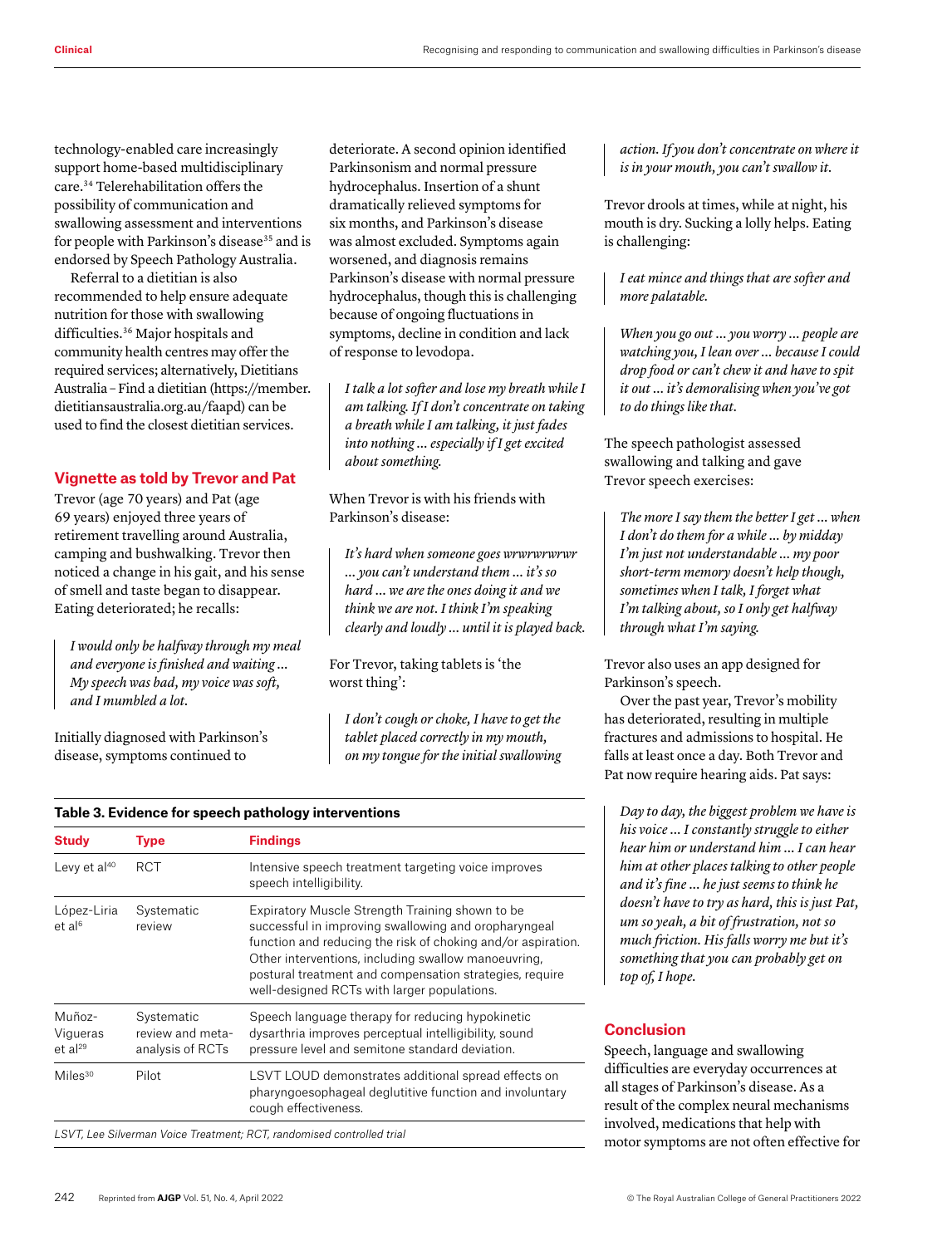technology-enabled care increasingly support home-based multidisciplinary care.[34] Telerehabilitation offers the possibility of communication and swallowing assessment and interventions for people with Parkinson's disease[35] and is endorsed by Speech Pathology Australia.

Referral to a dietitian is also recommended to help ensure adequate nutrition for those with swallowing difficulties.[36] Major hospitals and community health centres may offer the required services; alternatively, Dietitians Australia – Find a dietitian (https://member.dietitiansaustralia.org.au/faapd) can be used to find the closest dietitian services.

## Vignette as told by Trevor and Pat

Trevor (age 70 years) and Pat (age 69 years) enjoyed three years of retirement travelling around Australia, camping and bushwalking. Trevor then noticed a change in his gait, and his sense of smell and taste began to disappear. Eating deteriorated; he recalls:

> *I would only be halfway through my meal and everyone is finished and waiting … My speech was bad, my voice was soft, and I mumbled a lot.*

Initially diagnosed with Parkinson's disease, symptoms continued to deteriorate. A second opinion identified Parkinsonism and normal pressure hydrocephalus. Insertion of a shunt dramatically relieved symptoms for six months, and Parkinson's disease was almost excluded. Symptoms again worsened, and diagnosis remains Parkinson's disease with normal pressure hydrocephalus, though this is challenging because of ongoing fluctuations in symptoms, decline in condition and lack of response to levodopa.

> *I talk a lot softer and lose my breath while I am talking. If I don't concentrate on taking a breath while I am talking, it just fades into nothing … especially if I get excited about something.*

When Trevor is with his friends with Parkinson's disease:

> *It's hard when someone goes wrwrwrwrwr … you can't understand them … it's so hard … we are the ones doing it and we think we are not. I think I'm speaking clearly and loudly … until it is played back.*

For Trevor, taking tablets is 'the worst thing':

> *I don't cough or choke, I have to get the tablet placed correctly in my mouth, on my tongue for the initial swallowing action. If you don't concentrate on where it is in your mouth, you can't swallow it.*

Trevor drools at times, while at night, his mouth is dry. Sucking a lolly helps. Eating is challenging:

> *I eat mince and things that are softer and more palatable.*

> *When you go out … you worry … people are watching you, I lean over … because I could drop food or can't chew it and have to spit it out … it's demoralising when you've got to do things like that.*

The speech pathologist assessed swallowing and talking and gave Trevor speech exercises:

> *The more I say them the better I get … when I don't do them for a while … by midday I'm just not understandable … my poor short-term memory doesn't help though, sometimes when I talk, I forget what I'm talking about, so I only get halfway through what I'm saying.*

Trevor also uses an app designed for Parkinson's speech.

Over the past year, Trevor's mobility has deteriorated, resulting in multiple fractures and admissions to hospital. He falls at least once a day. Both Trevor and Pat now require hearing aids. Pat says:

> *Day to day, the biggest problem we have is his voice … I constantly struggle to either hear him or understand him … I can hear him at other places talking to other people and it's fine … he just seems to think he doesn't have to try as hard, this is just Pat, um so yeah, a bit of frustration, not so much friction. His falls worry me but it's something that you can probably get on top of, I hope.*

**Table 3. Evidence for speech pathology interventions**

| Study | Type | Findings |
|---|---|---|
| Levy et al[40] | RCT | Intensive speech treatment targeting voice improves speech intelligibility. |
| López-Liria et al[6] | Systematic review | Expiratory Muscle Strength Training shown to be successful in improving swallowing and oropharyngeal function and reducing the risk of choking and/or aspiration. Other interventions, including swallow manoeuvring, postural treatment and compensation strategies, require well-designed RCTs with larger populations. |
| Muñoz-Vigueras et al[29] | Systematic review and meta-analysis of RCTs | Speech language therapy for reducing hypokinetic dysarthria improves perceptual intelligibility, sound pressure level and semitone standard deviation. |
| Miles[30] | Pilot | LSVT LOUD demonstrates additional spread effects on pharyngoesophageal deglutitive function and involuntary cough effectiveness. |

*LSVT, Lee Silverman Voice Treatment; RCT, randomised controlled trial*

## Conclusion

Speech, language and swallowing difficulties are everyday occurrences at all stages of Parkinson's disease. As a result of the complex neural mechanisms involved, medications that help with motor symptoms are not often effective for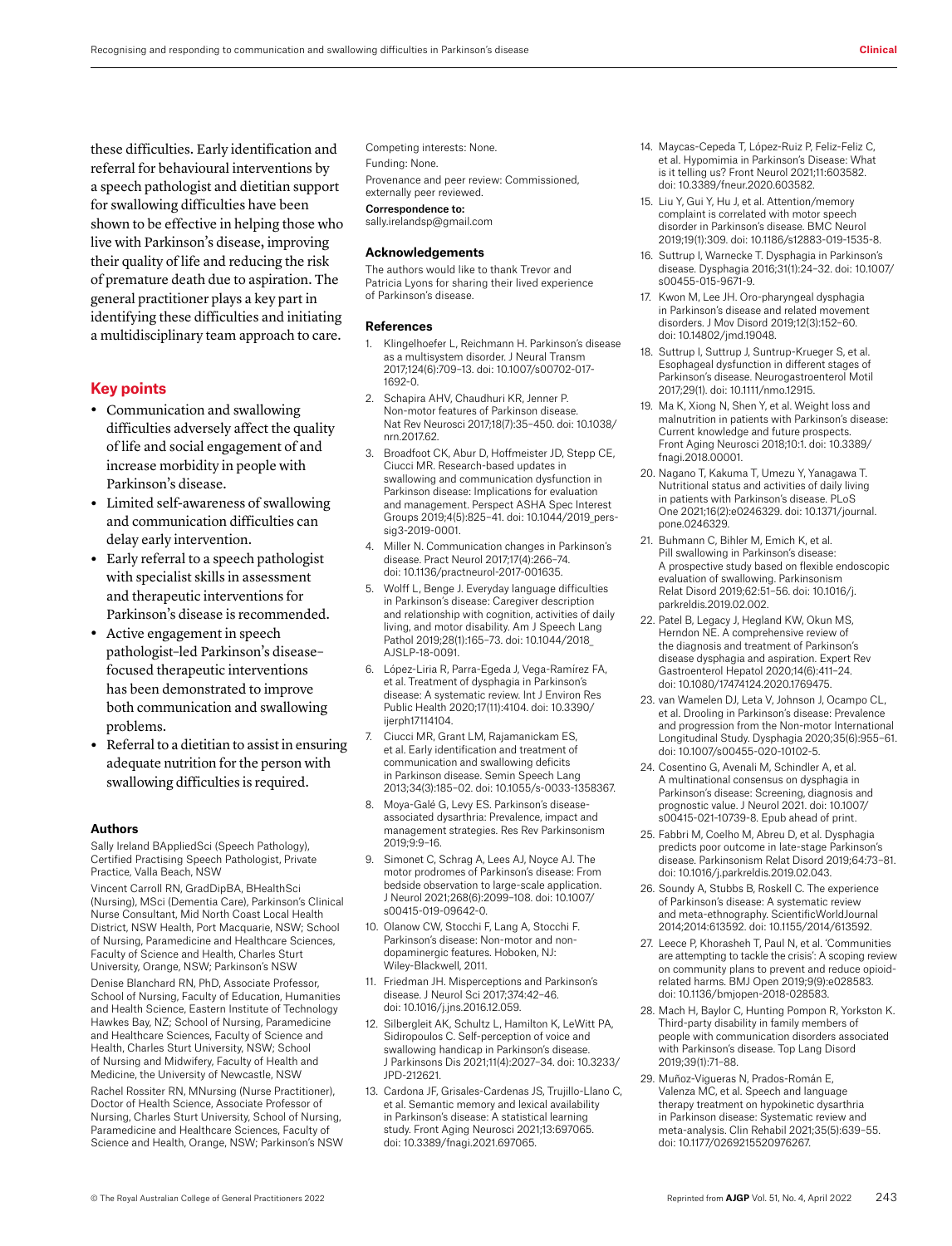these difficulties. Early identification and referral for behavioural interventions by a speech pathologist and dietitian support for swallowing difficulties have been shown to be effective in helping those who live with Parkinson's disease, improving their quality of life and reducing the risk of premature death due to aspiration. The general practitioner plays a key part in identifying these difficulties and initiating a multidisciplinary team approach to care.

## Key points

- Communication and swallowing difficulties adversely affect the quality of life and social engagement of and increase morbidity in people with Parkinson's disease.
- Limited self-awareness of swallowing and communication difficulties can delay early intervention.
- Early referral to a speech pathologist with specialist skills in assessment and therapeutic interventions for Parkinson's disease is recommended.
- Active engagement in speech pathologist–led Parkinson's disease–focused therapeutic interventions has been demonstrated to improve both communication and swallowing problems.
- Referral to a dietitian to assist in ensuring adequate nutrition for the person with swallowing difficulties is required.

#### Authors

Sally Ireland BAppliedSci (Speech Pathology), Certified Practising Speech Pathologist, Private Practice, Valla Beach, NSW

Vincent Carroll RN, GradDipBA, BHealthSci (Nursing), MSci (Dementia Care), Parkinson's Clinical Nurse Consultant, Mid North Coast Local Health District, NSW Health, Port Macquarie, NSW; School of Nursing, Paramedicine and Healthcare Sciences, Faculty of Science and Health, Charles Sturt University, Orange, NSW; Parkinson's NSW

Denise Blanchard RN, PhD, Associate Professor, School of Nursing, Faculty of Education, Humanities and Health Science, Eastern Institute of Technology Hawkes Bay, NZ; School of Nursing, Paramedicine and Healthcare Sciences, Faculty of Science and Health, Charles Sturt University, NSW; School of Nursing and Midwifery, Faculty of Health and Medicine, the University of Newcastle, NSW

Rachel Rossiter RN, MNursing (Nurse Practitioner), Doctor of Health Science, Associate Professor of Nursing, Charles Sturt University, School of Nursing, Paramedicine and Healthcare Sciences, Faculty of Science and Health, Orange, NSW; Parkinson's NSW

Competing interests: None.

Funding: None.

Provenance and peer review: Commissioned, externally peer reviewed.

**Correspondence to:**
sally.irelandsp@gmail.com

#### Acknowledgements

The authors would like to thank Trevor and Patricia Lyons for sharing their lived experience of Parkinson's disease.

#### References

1. Klingelhoefer L, Reichmann H. Parkinson's disease as a multisystem disorder. J Neural Transm 2017;124(6):709–13. doi: 10.1007/s00702-017-1692-0.
2. Schapira AHV, Chaudhuri KR, Jenner P. Non-motor features of Parkinson disease. Nat Rev Neurosci 2017;18(7):35–450. doi: 10.1038/nrn.2017.62.
3. Broadfoot CK, Abur D, Hoffmeister JD, Stepp CE, Ciucci MR. Research-based updates in swallowing and communication dysfunction in Parkinson disease: Implications for evaluation and management. Perspect ASHA Spec Interest Groups 2019;4(5):825–41. doi: 10.1044/2019_pers-sig3-2019-0001.
4. Miller N. Communication changes in Parkinson's disease. Pract Neurol 2017;17(4):266–74. doi: 10.1136/practneurol-2017-001635.
5. Wolff L, Benge J. Everyday language difficulties in Parkinson's disease: Caregiver description and relationship with cognition, activities of daily living, and motor disability. Am J Speech Lang Pathol 2019;28(1):165–73. doi: 10.1044/2018_AJSLP-18-0091.
6. López-Liria R, Parra-Egeda J, Vega-Ramírez FA, et al. Treatment of dysphagia in Parkinson's disease: A systematic review. Int J Environ Res Public Health 2020;17(11):4104. doi: 10.3390/ijerph17114104.
7. Ciucci MR, Grant LM, Rajamanickam ES, et al. Early identification and treatment of communication and swallowing deficits in Parkinson disease. Semin Speech Lang 2013;34(3):185–02. doi: 10.1055/s-0033-1358367.
8. Moya-Galé G, Levy ES. Parkinson's disease-associated dysarthria: Prevalence, impact and management strategies. Res Rev Parkinsonism 2019;9:9–16.
9. Simonet C, Schrag A, Lees AJ, Noyce AJ. The motor prodromes of Parkinson's disease: From bedside observation to large-scale application. J Neurol 2021;268(6):2099–108. doi: 10.1007/s00415-019-09642-0.
10. Olanow CW, Stocchi F, Lang A, Stocchi F. Parkinson's disease: Non-motor and non-dopaminergic features. Hoboken, NJ: Wiley-Blackwell, 2011.
11. Friedman JH. Misperceptions and Parkinson's disease. J Neurol Sci 2017;374:42–46. doi: 10.1016/j.jns.2016.12.059.
12. Silbergleit AK, Schultz L, Hamilton K, LeWitt PA, Sidiropoulos C. Self-perception of voice and swallowing handicap in Parkinson's disease. J Parkinsons Dis 2021;11(4):2027–34. doi: 10.3233/JPD-212621.
13. Cardona JF, Grisales-Cardenas JS, Trujillo-Llano C, et al. Semantic memory and lexical availability in Parkinson's disease: A statistical learning study. Front Aging Neurosci 2021;13:697065. doi: 10.3389/fnagi.2021.697065.
14. Maycas-Cepeda T, López-Ruiz P, Feliz-Feliz C, et al. Hypomimia in Parkinson's Disease: What is it telling us? Front Neurol 2021;11:603582. doi: 10.3389/fneur.2020.603582.
15. Liu Y, Gui Y, Hu J, et al. Attention/memory complaint is correlated with motor speech disorder in Parkinson's disease. BMC Neurol 2019;19(1):309. doi: 10.1186/s12883-019-1535-8.
16. Suttrup I, Warnecke T. Dysphagia in Parkinson's disease. Dysphagia 2016;31(1):24–32. doi: 10.1007/s00455-015-9671-9.
17. Kwon M, Lee JH. Oro-pharyngeal dysphagia in Parkinson's disease and related movement disorders. J Mov Disord 2019;12(3):152–60. doi: 10.14802/jmd.19048.
18. Suttrup I, Suttrup J, Suntrup-Krueger S, et al. Esophageal dysfunction in different stages of Parkinson's disease. Neurogastroenterol Motil 2017;29(1). doi: 10.1111/nmo.12915.
19. Ma K, Xiong N, Shen Y, et al. Weight loss and malnutrition in patients with Parkinson's disease: Current knowledge and future prospects. Front Aging Neurosci 2018;10:1. doi: 10.3389/fnagi.2018.00001.
20. Nagano T, Kakuma T, Umezu Y, Yanagawa T. Nutritional status and activities of daily living in patients with Parkinson's disease. PLoS One 2021;16(2):e0246329. doi: 10.1371/journal.pone.0246329.
21. Buhmann C, Bihler M, Emich K, et al. Pill swallowing in Parkinson's disease: A prospective study based on flexible endoscopic evaluation of swallowing. Parkinsonism Relat Disord 2019;62:51–56. doi: 10.1016/j.parkreldis.2019.02.002.
22. Patel B, Legacy J, Hegland KW, Okun MS, Herndon NE. A comprehensive review of the diagnosis and treatment of Parkinson's disease dysphagia and aspiration. Expert Rev Gastroenterol Hepatol 2020;14(6):411–24. doi: 10.1080/17474124.2020.1769475.
23. van Wamelen DJ, Leta V, Johnson J, Ocampo CL, et al. Drooling in Parkinson's disease: Prevalence and progression from the Non-motor International Longitudinal Study. Dysphagia 2020;35(6):955–61. doi: 10.1007/s00455-020-10102-5.
24. Cosentino G, Avenali M, Schindler A, et al. A multinational consensus on dysphagia in Parkinson's disease: Screening, diagnosis and prognostic value. J Neurol 2021. doi: 10.1007/s00415-021-10739-8. Epub ahead of print.
25. Fabbri M, Coelho M, Abreu D, et al. Dysphagia predicts poor outcome in late-stage Parkinson's disease. Parkinsonism Relat Disord 2019;64:73–81. doi: 10.1016/j.parkreldis.2019.02.043.
26. Soundy A, Stubbs B, Roskell C. The experience of Parkinson's disease: A systematic review and meta-ethnography. ScientificWorldJournal 2014;2014:613592. doi: 10.1155/2014/613592.
27. Leece P, Khorasheh T, Paul N, et al. 'Communities are attempting to tackle the crisis': A scoping review on community plans to prevent and reduce opioid-related harms. BMJ Open 2019;9(9):e028583. doi: 10.1136/bmjopen-2018-028583.
28. Mach H, Baylor C, Hunting Pompon R, Yorkston K. Third-party disability in family members of people with communication disorders associated with Parkinson's disease. Top Lang Disord 2019;39(1):71–88.
29. Muñoz-Vigueras N, Prados-Román E, Valenza MC, et al. Speech and language therapy treatment on hypokinetic dysarthria in Parkinson disease: Systematic review and meta-analysis. Clin Rehabil 2021;35(5):639–55. doi: 10.1177/0269215520976267.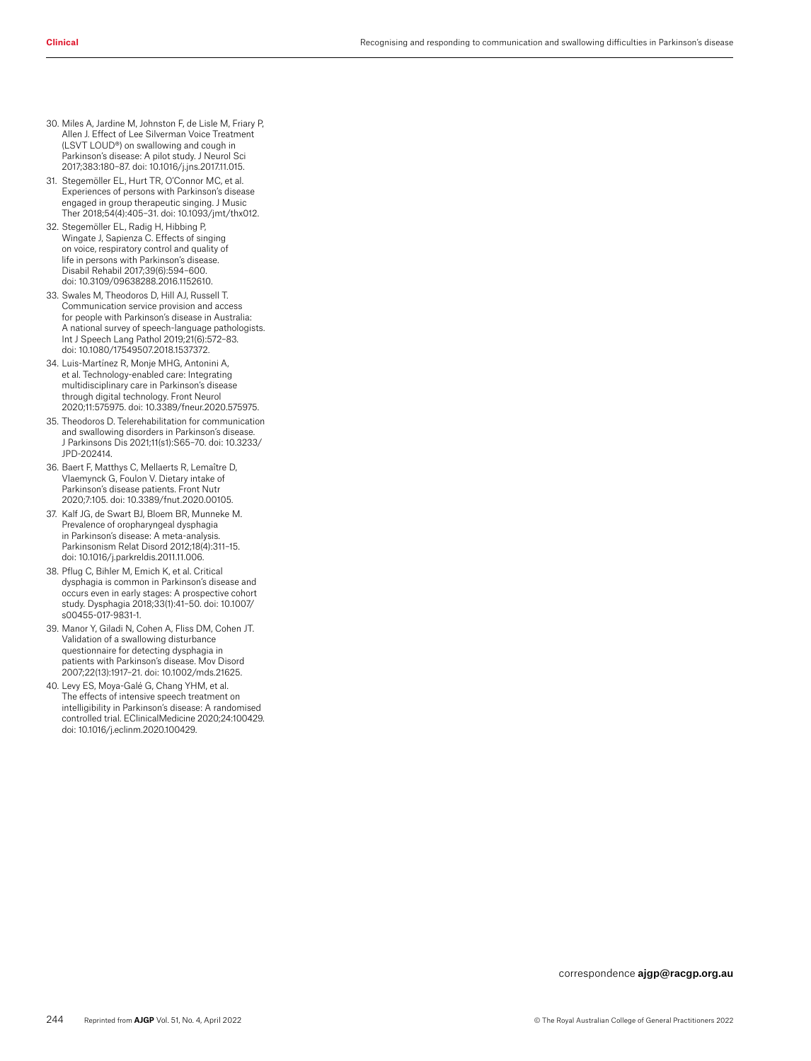30. Miles A, Jardine M, Johnston F, de Lisle M, Friary P, Allen J. Effect of Lee Silverman Voice Treatment (LSVT LOUD®) on swallowing and cough in Parkinson's disease: A pilot study. J Neurol Sci 2017;383:180–87. doi: 10.1016/j.jns.2017.11.015.
31. Stegemöller EL, Hurt TR, O'Connor MC, et al. Experiences of persons with Parkinson's disease engaged in group therapeutic singing. J Music Ther 2018;54(4):405–31. doi: 10.1093/jmt/thx012.
32. Stegemöller EL, Radig H, Hibbing P, Wingate J, Sapienza C. Effects of singing on voice, respiratory control and quality of life in persons with Parkinson's disease. Disabil Rehabil 2017;39(6):594–600. doi: 10.3109/09638288.2016.1152610.
33. Swales M, Theodoros D, Hill AJ, Russell T. Communication service provision and access for people with Parkinson's disease in Australia: A national survey of speech-language pathologists. Int J Speech Lang Pathol 2019;21(6):572–83. doi: 10.1080/17549507.2018.1537372.
34. Luis-Martínez R, Monje MHG, Antonini A, et al. Technology-enabled care: Integrating multidisciplinary care in Parkinson's disease through digital technology. Front Neurol 2020;11:575975. doi: 10.3389/fneur.2020.575975.
35. Theodoros D. Telerehabilitation for communication and swallowing disorders in Parkinson's disease. J Parkinsons Dis 2021;11(s1):S65–70. doi: 10.3233/JPD-202414.
36. Baert F, Matthys C, Mellaerts R, Lemaître D, Vlaemynck G, Foulon V. Dietary intake of Parkinson's disease patients. Front Nutr 2020;7:105. doi: 10.3389/fnut.2020.00105.
37. Kalf JG, de Swart BJ, Bloem BR, Munneke M. Prevalence of oropharyngeal dysphagia in Parkinson's disease: A meta-analysis. Parkinsonism Relat Disord 2012;18(4):311–15. doi: 10.1016/j.parkreldis.2011.11.006.
38. Pflug C, Bihler M, Emich K, et al. Critical dysphagia is common in Parkinson's disease and occurs even in early stages: A prospective cohort study. Dysphagia 2018;33(1):41–50. doi: 10.1007/s00455-017-9831-1.
39. Manor Y, Giladi N, Cohen A, Fliss DM, Cohen JT. Validation of a swallowing disturbance questionnaire for detecting dysphagia in patients with Parkinson's disease. Mov Disord 2007;22(13):1917–21. doi: 10.1002/mds.21625.
40. Levy ES, Moya-Galé G, Chang YHM, et al. The effects of intensive speech treatment on intelligibility in Parkinson's disease: A randomised controlled trial. EClinicalMedicine 2020;24:100429. doi: 10.1016/j.eclinm.2020.100429.

correspondence **ajgp@racgp.org.au**